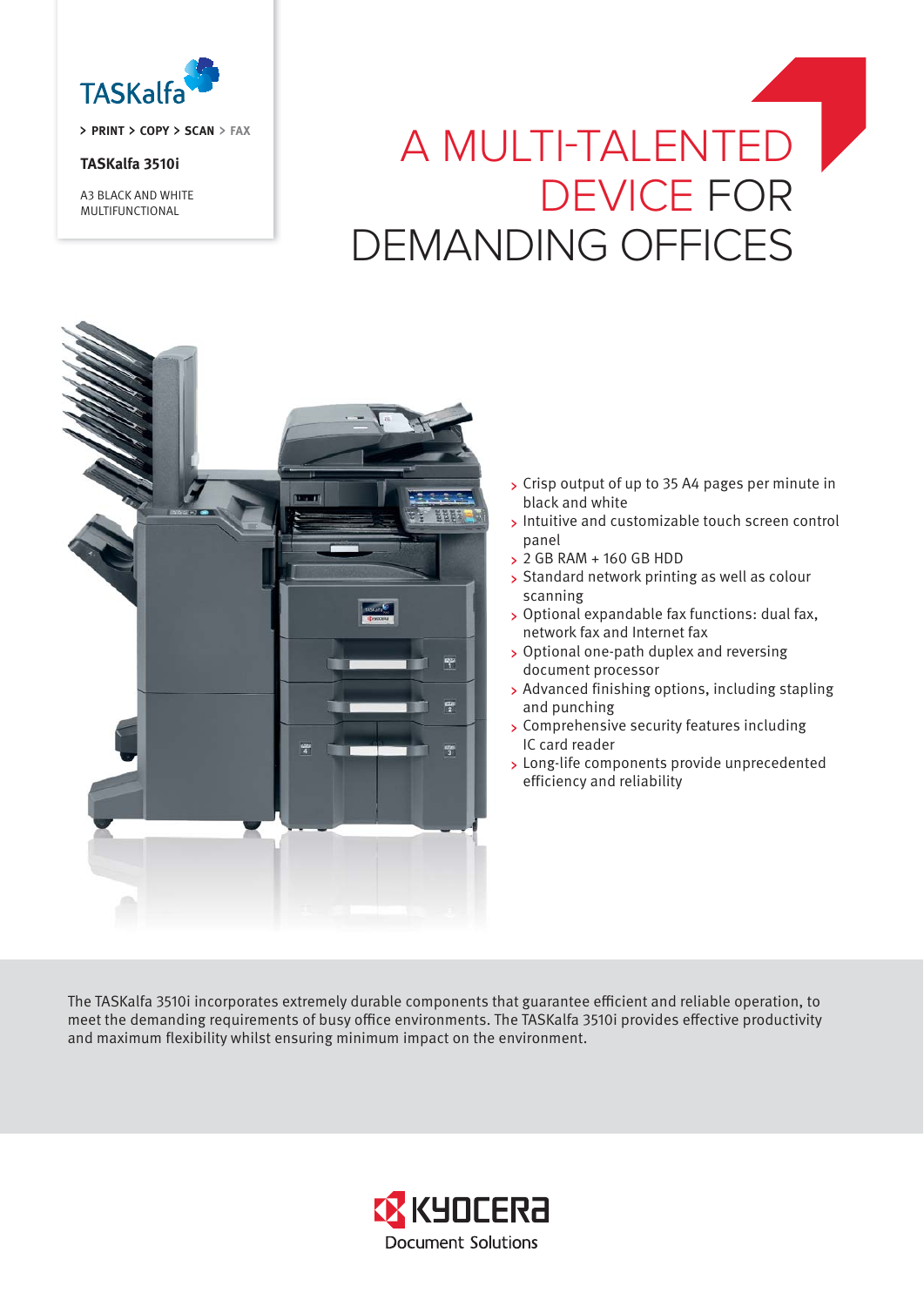TASKalfa

> PRINT > COPY > SCAN > FAX

**TASKalfa 3510i**

A3 BLACK AND WHITE MULTIFUNCTIONAL

# A MULTI-TALENTED DEVICE FOR DEMANDING OFFICES

- Crisp output of up to 35 A4 pages per minute in black and white
- Intuitive and customizable touch screen control panel
- 2 GB RAM + 160 GB HDD
- Standard network printing as well as colour scanning
- Optional expandable fax functions: dual fax, network fax and Internet fax
- Optional one-path duplex and reversing document processor
- Advanced finishing options, including stapling and punching
- Comprehensive security features including IC card reader
- Long-life components provide unprecedented efficiency and reliability

The TASKalfa 3510i incorporates extremely durable components that guarantee efficient and reliable operation, to meet the demanding requirements of busy office environments. The TASKalfa 3510i provides effective productivity and maximum flexibility whilst ensuring minimum impact on the environment.

KYOCERA Document Solutions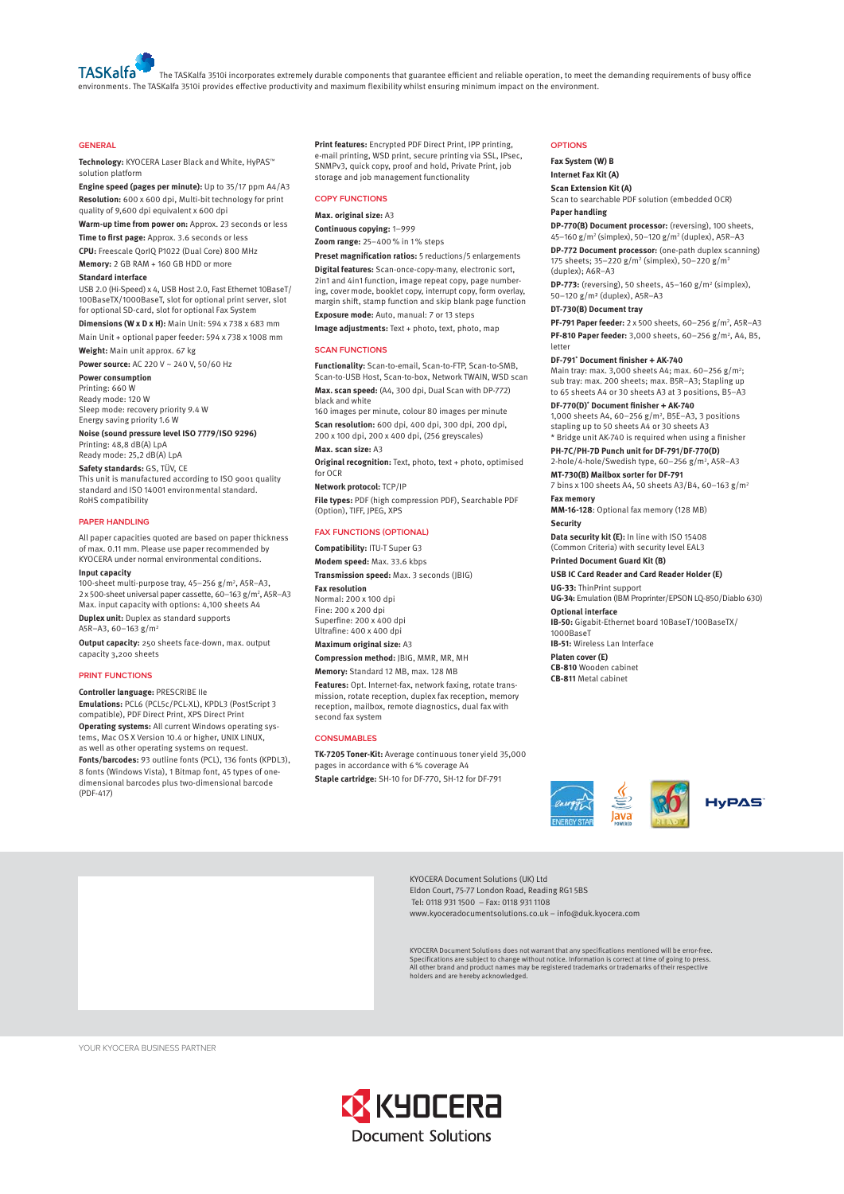TASKalfa The TASKalfa 3510i incorporates extremely durable components that guarantee efficient and reliable operation, to meet the demanding requirements of busy office environments. The TASKalfa 3510i provides effective productivity and maximum flexibility whilst ensuring minimum impact on the environment.

## GENERAL

**Technology:** KYOCERA Laser Black and White, HyPAS™ solution platform

**Engine speed (pages per minute):** Up to 35/17 ppm A4/A3

**Resolution:** 600 x 600 dpi, Multi-bit technology for print quality of 9,600 dpi equivalent x 600 dpi

**Warm-up time from power on:** Approx. 23 seconds or less

**Time to first page:** Approx. 3.6 seconds or less

**CPU:** Freescale QorIQ P1022 (Dual Core) 800 MHz

**Memory:** 2 GB RAM + 160 GB HDD or more

**Standard interface**
USB 2.0 (Hi-Speed) x 4, USB Host 2.0, Fast Ethernet 10BaseT/100BaseTX/1000BaseT, slot for optional print server, slot for optional SD-card, slot for optional Fax System

**Dimensions (W x D x H):** Main Unit: 594 x 738 x 683 mm
Main Unit + optional paper feeder: 594 x 738 x 1008 mm

**Weight:** Main unit approx. 67 kg

**Power source:** AC 220 V ~ 240 V, 50/60 Hz

**Power consumption**
Printing: 660 W
Ready mode: 120 W
Sleep mode: recovery priority 9.4 W
Energy saving priority 1.6 W

**Noise (sound pressure level ISO 7779/ISO 9296)**
Printing: 48,8 dB(A) LpA
Ready mode: 25,2 dB(A) LpA

**Safety standards:** GS, TÜV, CE
This unit is manufactured according to ISO 9001 quality standard and ISO 14001 environmental standard.
RoHS compatibility

## PAPER HANDLING

All paper capacities quoted are based on paper thickness of max. 0.11 mm. Please use paper recommended by KYOCERA under normal environmental conditions.

**Input capacity**
100-sheet multi-purpose tray, 45–256 g/m², A5R–A3,
2 x 500-sheet universal paper cassette, 60–163 g/m², A5R–A3
Max. input capacity with options: 4,100 sheets A4

**Duplex unit:** Duplex as standard supports A5R–A3, 60–163 g/m²

**Output capacity:** 250 sheets face-down, max. output capacity 3,200 sheets

## PRINT FUNCTIONS

**Controller language:** PRESCRIBE IIe

**Emulations:** PCL6 (PCL5c/PCL-XL), KPDL3 (PostScript 3 compatible), PDF Direct Print, XPS Direct Print

**Operating systems:** All current Windows operating systems, Mac OS X Version 10.4 or higher, UNIX LINUX, as well as other operating systems on request.

**Fonts/barcodes:** 93 outline fonts (PCL), 136 fonts (KPDL3), 8 fonts (Windows Vista), 1 Bitmap font, 45 types of one-dimensional barcodes plus two-dimensional barcode (PDF-417)

**Print features:** Encrypted PDF Direct Print, IPP printing, e-mail printing, WSD print, secure printing via SSL, IPsec, SNMPv3, quick copy, proof and hold, Private Print, job storage and job management functionality

## COPY FUNCTIONS

**Max. original size:** A3

**Continuous copying:** 1–999

**Zoom range:** 25–400 % in 1% steps

**Preset magnification ratios:** 5 reductions/5 enlargements

**Digital features:** Scan-once-copy-many, electronic sort, 2in1 and 4in1 function, image repeat copy, page numbering, cover mode, booklet copy, interrupt copy, form overlay, margin shift, stamp function and skip blank page function

**Exposure mode:** Auto, manual: 7 or 13 steps

**Image adjustments:** Text + photo, text, photo, map

## SCAN FUNCTIONS

**Functionality:** Scan-to-email, Scan-to-FTP, Scan-to-SMB, Scan-to-USB Host, Scan-to-box, Network TWAIN, WSD scan

**Max. scan speed:** (A4, 300 dpi, Dual Scan with DP-772) black and white
160 images per minute, colour 80 images per minute

**Scan resolution:** 600 dpi, 400 dpi, 300 dpi, 200 dpi, 200 x 100 dpi, 200 x 400 dpi, (256 greyscales)

**Max. scan size:** A3

**Original recognition:** Text, photo, text + photo, optimised for OCR

**Network protocol:** TCP/IP

**File types:** PDF (high compression PDF), Searchable PDF (Option), TIFF, JPEG, XPS

## FAX FUNCTIONS (OPTIONAL)

**Compatibility:** ITU-T Super G3

**Modem speed:** Max. 33.6 kbps

**Transmission speed:** Max. 3 seconds (JBIG)

**Fax resolution**
Normal: 200 x 100 dpi
Fine: 200 x 200 dpi
Superfine: 200 x 400 dpi
Ultrafine: 400 x 400 dpi

**Maximum original size:** A3

**Compression method:** JBIG, MMR, MR, MH

**Memory:** Standard 12 MB, max. 128 MB

**Features:** Opt. Internet-fax, network faxing, rotate transmission, rotate reception, duplex fax reception, memory reception, mailbox, remote diagnostics, dual fax with second fax system

## CONSUMABLES

**TK-7205 Toner-Kit:** Average continuous toner yield 35,000 pages in accordance with 6 % coverage A4

**Staple cartridge:** SH-10 for DF-770, SH-12 for DF-791

## OPTIONS

**Fax System (W) B**

**Internet Fax Kit (A)**

**Scan Extension Kit (A)**
Scan to searchable PDF solution (embedded OCR)

**Paper handling**

**DP-770(B) Document processor:** (reversing), 100 sheets, 45–160 g/m² (simplex), 50–120 g/m² (duplex), A5R–A3

**DP-772 Document processor:** (one-path duplex scanning) 175 sheets; 35–220 g/m² (simplex), 50–220 g/m² (duplex); A6R–A3

**DP-773:** (reversing), 50 sheets, 45–160 g/m² (simplex), 50–120 g/m² (duplex), A5R–A3

**DT-730(B) Document tray**

**PF-791 Paper feeder:** 2 x 500 sheets, 60–256 g/m², A5R–A3

**PF-810 Paper feeder:** 3,000 sheets, 60–256 g/m², A4, B5, letter

**DF-791\* Document finisher + AK-740**
Main tray: max. 3,000 sheets A4; max. 60–256 g/m²; sub tray: max. 200 sheets; max. B5R–A3; Stapling up to 65 sheets A4 or 30 sheets A3 at 3 positions, B5–A3

**DF-770(D)\* Document finisher + AK-740**
1,000 sheets A4, 60–256 g/m², B5E–A3, 3 positions stapling up to 50 sheets A4 or 30 sheets A3
\* Bridge unit AK-740 is required when using a finisher

**PH-7C/PH-7D Punch unit for DF-791/DF-770(D)**
2-hole/4-hole/Swedish type, 60–256 g/m², A5R–A3

**MT-730(B) Mailbox sorter for DF-791**
7 bins x 100 sheets A4, 50 sheets A3/B4, 60–163 g/m²

**Fax memory**
**MM-16-128**: Optional fax memory (128 MB)

**Security**
**Data security kit (E):** In line with ISO 15408 (Common Criteria) with security level EAL3

**Printed Document Guard Kit (B)**

**USB IC Card Reader and Card Reader Holder (E)**

**UG-33:** ThinPrint support
**UG-34:** Emulation (IBM Proprinter/EPSON LQ-850/Diablo 630)

**Optional interface**
**IB-50:** Gigabit-Ethernet board 10BaseT/100BaseTX/1000BaseT
**IB-51:** Wireless Lan Interface

**Platen cover (E)**
**CB-810** Wooden cabinet
**CB-811** Metal cabinet

ENERGY STAR Java HyPAS

KYOCERA Document Solutions (UK) Ltd
Eldon Court, 75-77 London Road, Reading RG1 5BS
Tel: 0118 931 1500 – Fax: 0118 931 1108
www.kyoceradocumentsolutions.co.uk – info@duk.kyocera.com

KYOCERA Document Solutions does not warrant that any specifications mentioned will be error-free. Specifications are subject to change without notice. Information is correct at time of going to press. All other brand and product names may be registered trademarks or trademarks of their respective holders and are hereby acknowledged.

YOUR KYOCERA BUSINESS PARTNER

KYOCERA Document Solutions